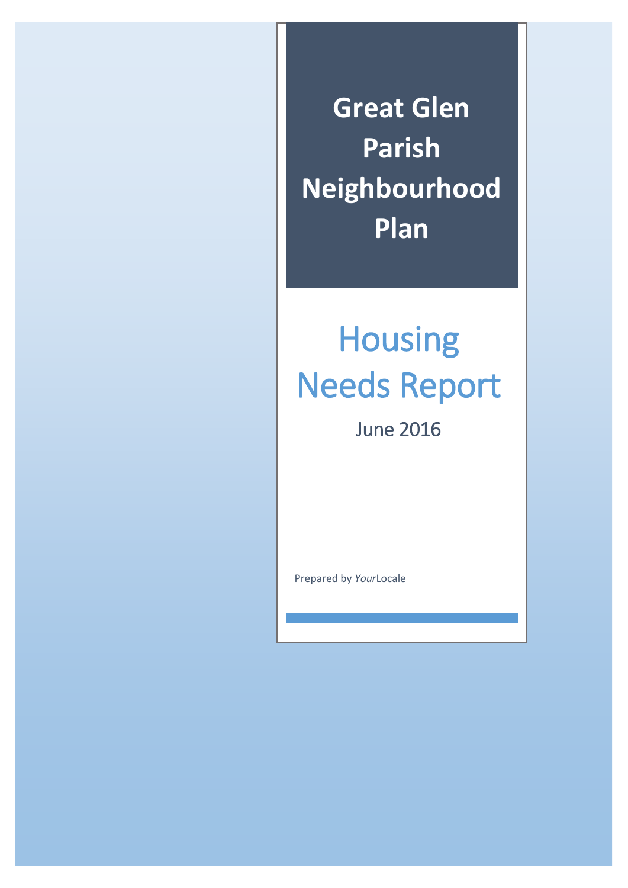# Great Glen Parish Neighbourhood Plan

## Housing Needs Report

June 2016

Prepared by *Your*Locale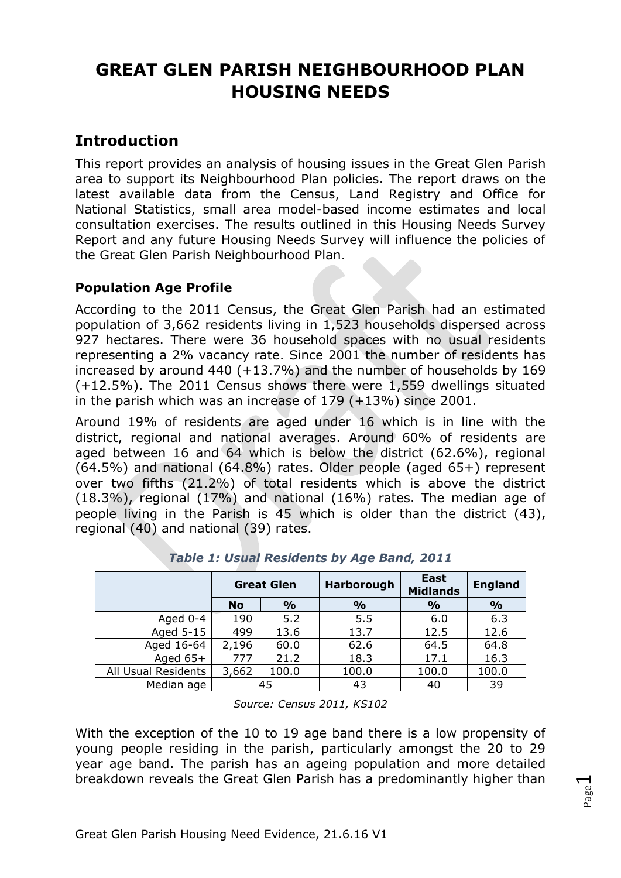# GREAT GLEN PARISH NEIGHBOURHOOD PLAN HOUSING NEEDS

## Introduction

This report provides an analysis of housing issues in the Great Glen Parish area to support its Neighbourhood Plan policies. The report draws on the latest available data from the Census, Land Registry and Office for National Statistics, small area model-based income estimates and local consultation exercises. The results outlined in this Housing Needs Survey Report and any future Housing Needs Survey will influence the policies of the Great Glen Parish Neighbourhood Plan.

### Population Age Profile

According to the 2011 Census, the Great Glen Parish had an estimated population of 3,662 residents living in 1,523 households dispersed across 927 hectares. There were 36 household spaces with no usual residents representing a 2% vacancy rate. Since 2001 the number of residents has increased by around 440 (+13.7%) and the number of households by 169 (+12.5%). The 2011 Census shows there were 1,559 dwellings situated in the parish which was an increase of 179 (+13%) since 2001.

Around 19% of residents are aged under 16 which is in line with the district, regional and national averages. Around 60% of residents are aged between 16 and 64 which is below the district (62.6%), regional (64.5%) and national (64.8%) rates. Older people (aged 65+) represent over two fifths (21.2%) of total residents which is above the district (18.3%), regional (17%) and national (16%) rates. The median age of people living in the Parish is 45 which is older than the district (43), regional (40) and national (39) rates.

***Table 1: Usual Residents by Age Band, 2011***

| | Great Glen | | Harborough | East Midlands | England |
|---|---|---|---|---|---|
| | No | % | % | % | % |
| Aged 0-4 | 190 | 5.2 | 5.5 | 6.0 | 6.3 |
| Aged 5-15 | 499 | 13.6 | 13.7 | 12.5 | 12.6 |
| Aged 16-64 | 2,196 | 60.0 | 62.6 | 64.5 | 64.8 |
| Aged 65+ | 777 | 21.2 | 18.3 | 17.1 | 16.3 |
| All Usual Residents | 3,662 | 100.0 | 100.0 | 100.0 | 100.0 |
| Median age | 45 | | 43 | 40 | 39 |

*Source: Census 2011, KS102*

With the exception of the 10 to 19 age band there is a low propensity of young people residing in the parish, particularly amongst the 20 to 29 year age band. The parish has an ageing population and more detailed breakdown reveals the Great Glen Parish has a predominantly higher than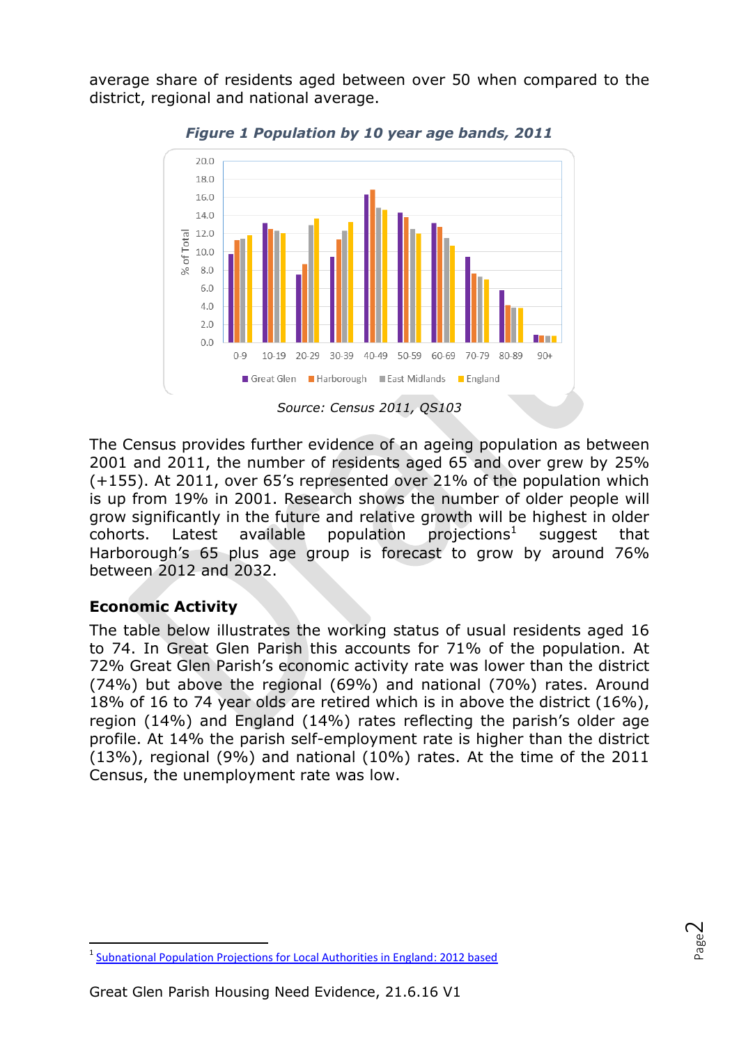average share of residents aged between over 50 when compared to the district, regional and national average.

***Figure 1 Population by 10 year age bands, 2011***

Source: Census 2011, QS103

The Census provides further evidence of an ageing population as between 2001 and 2011, the number of residents aged 65 and over grew by 25% (+155). At 2011, over 65's represented over 21% of the population which is up from 19% in 2001. Research shows the number of older people will grow significantly in the future and relative growth will be highest in older cohorts. Latest available population projections[1] suggest that Harborough's 65 plus age group is forecast to grow by around 76% between 2012 and 2032.

## Economic Activity

The table below illustrates the working status of usual residents aged 16 to 74. In Great Glen Parish this accounts for 71% of the population. At 72% Great Glen Parish's economic activity rate was lower than the district (74%) but above the regional (69%) and national (70%) rates. Around 18% of 16 to 74 year olds are retired which is in above the district (16%), region (14%) and England (14%) rates reflecting the parish's older age profile. At 14% the parish self-employment rate is higher than the district (13%), regional (9%) and national (10%) rates. At the time of the 2011 Census, the unemployment rate was low.

---

[1] Subnational Population Projections for Local Authorities in England: 2012 based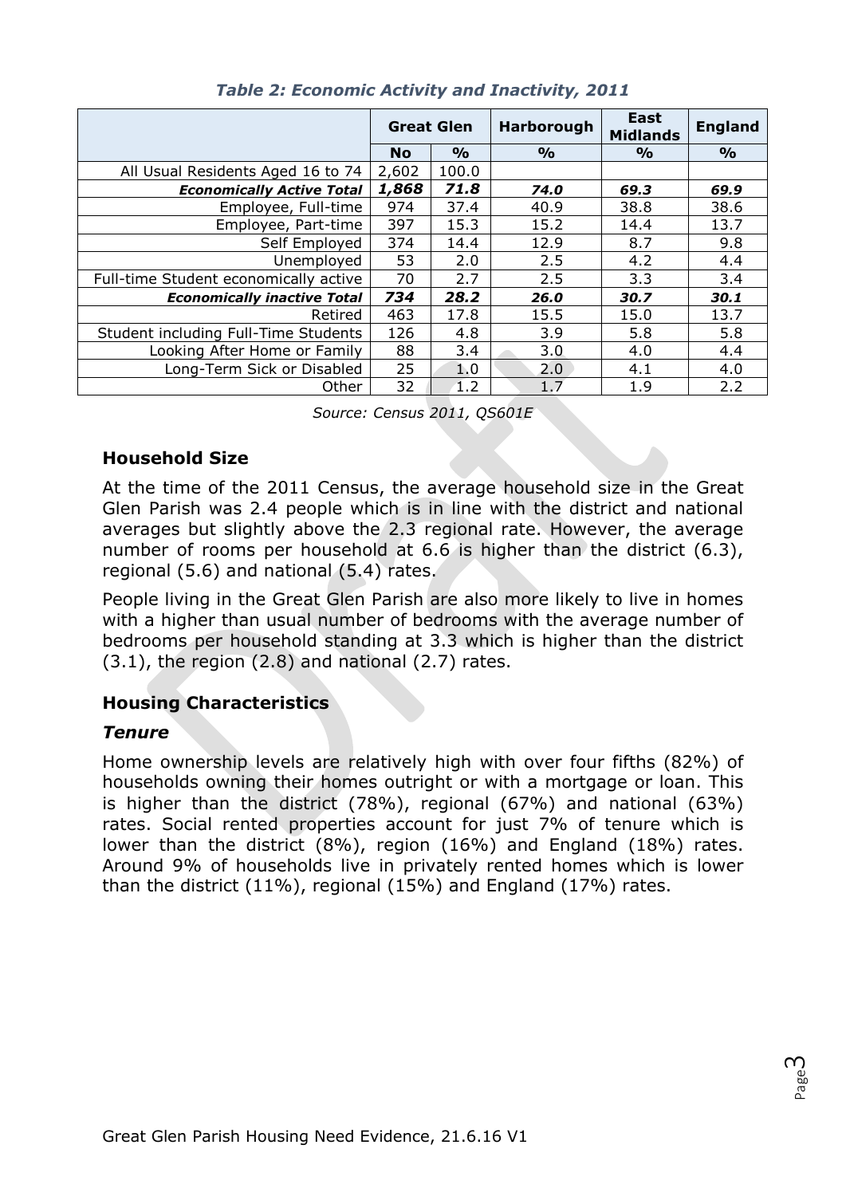*Table 2: Economic Activity and Inactivity, 2011*

| | Great Glen | | Harborough | East Midlands | England |
|---|---|---|---|---|---|
| | **No** | **%** | **%** | **%** | **%** |
| All Usual Residents Aged 16 to 74 | 2,602 | 100.0 | | | |
| ***Economically Active Total*** | ***1,868*** | ***71.8*** | ***74.0*** | ***69.3*** | ***69.9*** |
| Employee, Full-time | 974 | 37.4 | 40.9 | 38.8 | 38.6 |
| Employee, Part-time | 397 | 15.3 | 15.2 | 14.4 | 13.7 |
| Self Employed | 374 | 14.4 | 12.9 | 8.7 | 9.8 |
| Unemployed | 53 | 2.0 | 2.5 | 4.2 | 4.4 |
| Full-time Student economically active | 70 | 2.7 | 2.5 | 3.3 | 3.4 |
| ***Economically inactive Total*** | ***734*** | ***28.2*** | ***26.0*** | ***30.7*** | ***30.1*** |
| Retired | 463 | 17.8 | 15.5 | 15.0 | 13.7 |
| Student including Full-Time Students | 126 | 4.8 | 3.9 | 5.8 | 5.8 |
| Looking After Home or Family | 88 | 3.4 | 3.0 | 4.0 | 4.4 |
| Long-Term Sick or Disabled | 25 | 1.0 | 2.0 | 4.1 | 4.0 |
| Other | 32 | 1.2 | 1.7 | 1.9 | 2.2 |

*Source: Census 2011, QS601E*

## Household Size

At the time of the 2011 Census, the average household size in the Great Glen Parish was 2.4 people which is in line with the district and national averages but slightly above the 2.3 regional rate. However, the average number of rooms per household at 6.6 is higher than the district (6.3), regional (5.6) and national (5.4) rates.

People living in the Great Glen Parish are also more likely to live in homes with a higher than usual number of bedrooms with the average number of bedrooms per household standing at 3.3 which is higher than the district (3.1), the region (2.8) and national (2.7) rates.

## Housing Characteristics

### *Tenure*

Home ownership levels are relatively high with over four fifths (82%) of households owning their homes outright or with a mortgage or loan. This is higher than the district (78%), regional (67%) and national (63%) rates. Social rented properties account for just 7% of tenure which is lower than the district (8%), region (16%) and England (18%) rates. Around 9% of households live in privately rented homes which is lower than the district (11%), regional (15%) and England (17%) rates.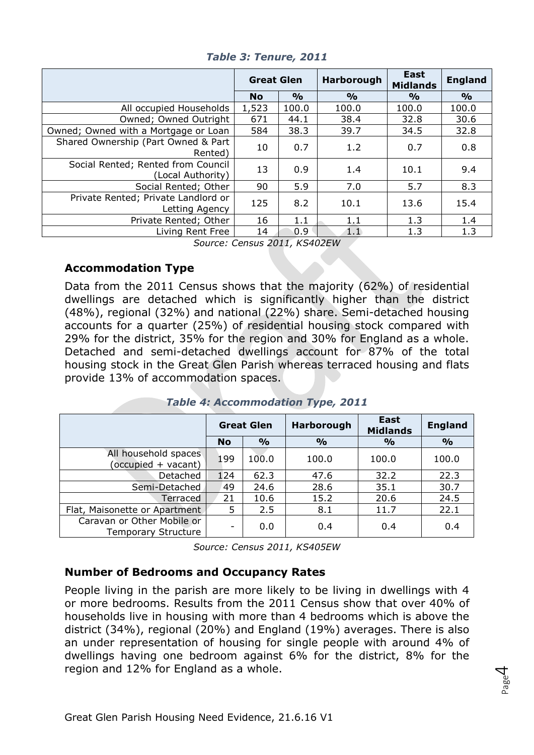*Table 3: Tenure, 2011*

| | Great Glen | | Harborough | East Midlands | England |
|---|---|---|---|---|---|
| | No | % | % | % | % |
| All occupied Households | 1,523 | 100.0 | 100.0 | 100.0 | 100.0 |
| Owned; Owned Outright | 671 | 44.1 | 38.4 | 32.8 | 30.6 |
| Owned; Owned with a Mortgage or Loan | 584 | 38.3 | 39.7 | 34.5 | 32.8 |
| Shared Ownership (Part Owned & Part Rented) | 10 | 0.7 | 1.2 | 0.7 | 0.8 |
| Social Rented; Rented from Council (Local Authority) | 13 | 0.9 | 1.4 | 10.1 | 9.4 |
| Social Rented; Other | 90 | 5.9 | 7.0 | 5.7 | 8.3 |
| Private Rented; Private Landlord or Letting Agency | 125 | 8.2 | 10.1 | 13.6 | 15.4 |
| Private Rented; Other | 16 | 1.1 | 1.1 | 1.3 | 1.4 |
| Living Rent Free | 14 | 0.9 | 1.1 | 1.3 | 1.3 |

*Source: Census 2011, KS402EW*

### Accommodation Type

Data from the 2011 Census shows that the majority (62%) of residential dwellings are detached which is significantly higher than the district (48%), regional (32%) and national (22%) share. Semi-detached housing accounts for a quarter (25%) of residential housing stock compared with 29% for the district, 35% for the region and 30% for England as a whole. Detached and semi-detached dwellings account for 87% of the total housing stock in the Great Glen Parish whereas terraced housing and flats provide 13% of accommodation spaces.

*Table 4: Accommodation Type, 2011*

| | Great Glen | | Harborough | East Midlands | England |
|---|---|---|---|---|---|
| | No | % | % | % | % |
| All household spaces (occupied + vacant) | 199 | 100.0 | 100.0 | 100.0 | 100.0 |
| Detached | 124 | 62.3 | 47.6 | 32.2 | 22.3 |
| Semi-Detached | 49 | 24.6 | 28.6 | 35.1 | 30.7 |
| Terraced | 21 | 10.6 | 15.2 | 20.6 | 24.5 |
| Flat, Maisonette or Apartment | 5 | 2.5 | 8.1 | 11.7 | 22.1 |
| Caravan or Other Mobile or Temporary Structure | - | 0.0 | 0.4 | 0.4 | 0.4 |

*Source: Census 2011, KS405EW*

### Number of Bedrooms and Occupancy Rates

People living in the parish are more likely to be living in dwellings with 4 or more bedrooms. Results from the 2011 Census show that over 40% of households live in housing with more than 4 bedrooms which is above the district (34%), regional (20%) and England (19%) averages. There is also an under representation of housing for single people with around 4% of dwellings having one bedroom against 6% for the district, 8% for the region and 12% for England as a whole.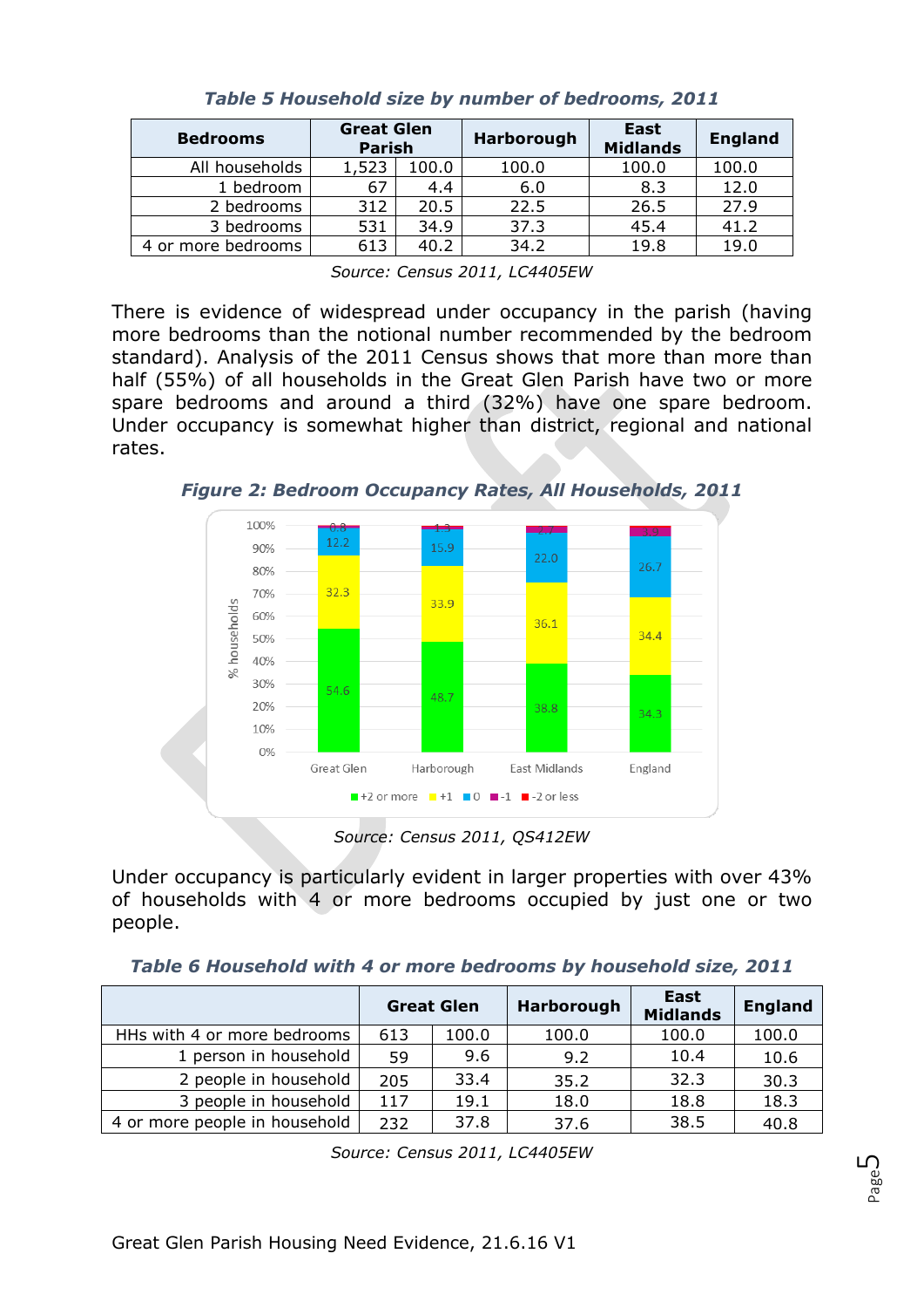*Table 5 Household size by number of bedrooms, 2011*

| Bedrooms | Great Glen Parish | | Harborough | East Midlands | England |
|---|---|---|---|---|---|
| All households | 1,523 | 100.0 | 100.0 | 100.0 | 100.0 |
| 1 bedroom | 67 | 4.4 | 6.0 | 8.3 | 12.0 |
| 2 bedrooms | 312 | 20.5 | 22.5 | 26.5 | 27.9 |
| 3 bedrooms | 531 | 34.9 | 37.3 | 45.4 | 41.2 |
| 4 or more bedrooms | 613 | 40.2 | 34.2 | 19.8 | 19.0 |

*Source: Census 2011, LC4405EW*

There is evidence of widespread under occupancy in the parish (having more bedrooms than the notional number recommended by the bedroom standard). Analysis of the 2011 Census shows that more than more than half (55%) of all households in the Great Glen Parish have two or more spare bedrooms and around a third (32%) have one spare bedroom. Under occupancy is somewhat higher than district, regional and national rates.

***Figure 2: Bedroom Occupancy Rates, All Households, 2011***

| | +2 or more | +1 | 0 | -1 | -2 or less |
|---|---|---|---|---|---|
| Great Glen | 54.6 | 32.3 | 12.2 | 0.8 | |
| Harborough | 48.7 | 33.9 | 15.9 | 1.3 | |
| East Midlands | 38.8 | 36.1 | 22.0 | 2.7 | |
| England | 34.3 | 34.4 | 26.7 | 3.9 | |

*Source: Census 2011, QS412EW*

Under occupancy is particularly evident in larger properties with over 43% of households with 4 or more bedrooms occupied by just one or two people.

*Table 6 Household with 4 or more bedrooms by household size, 2011*

| | Great Glen | | Harborough | East Midlands | England |
|---|---|---|---|---|---|
| HHs with 4 or more bedrooms | 613 | 100.0 | 100.0 | 100.0 | 100.0 |
| 1 person in household | 59 | 9.6 | 9.2 | 10.4 | 10.6 |
| 2 people in household | 205 | 33.4 | 35.2 | 32.3 | 30.3 |
| 3 people in household | 117 | 19.1 | 18.0 | 18.8 | 18.3 |
| 4 or more people in household | 232 | 37.8 | 37.6 | 38.5 | 40.8 |

*Source: Census 2011, LC4405EW*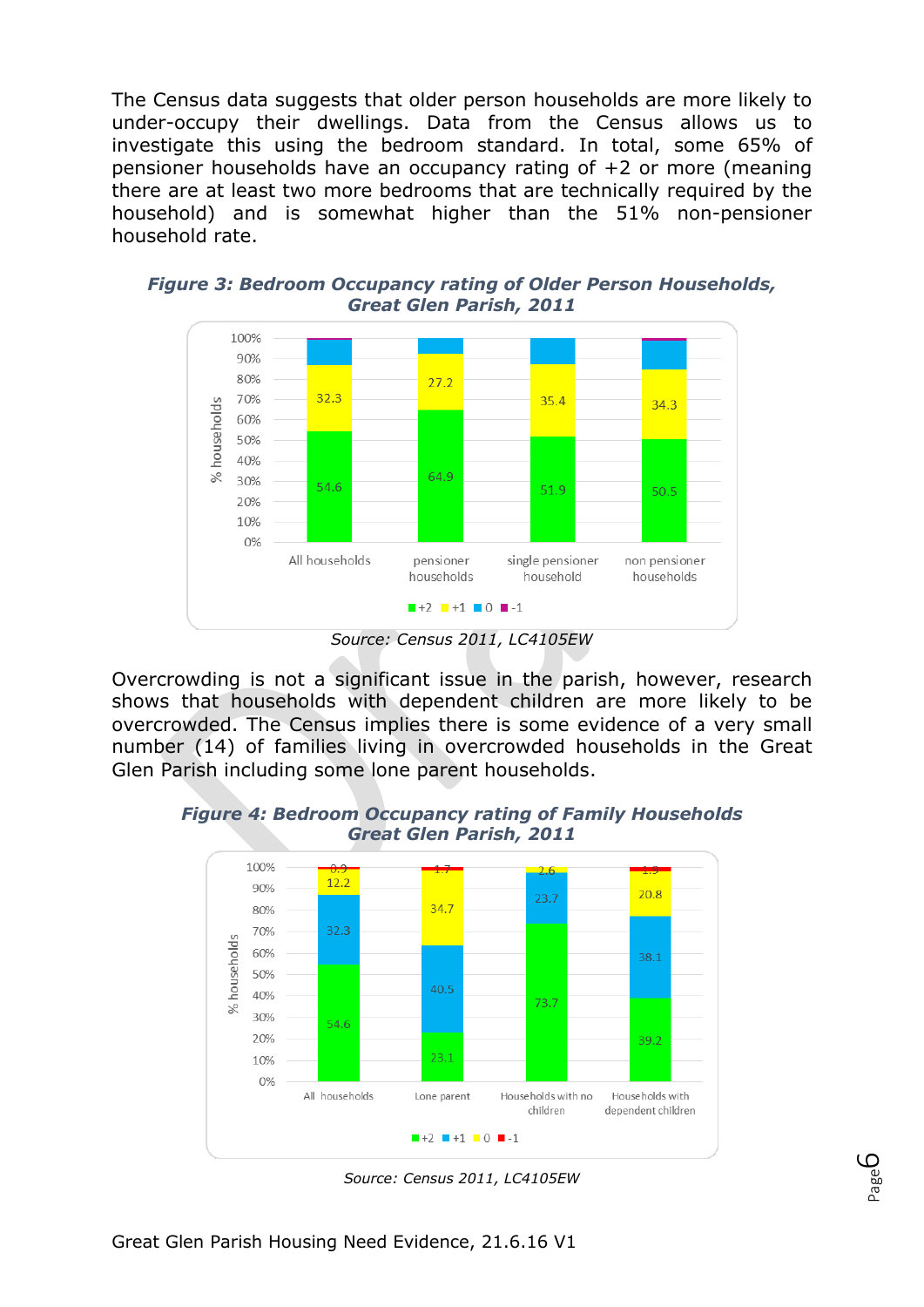The Census data suggests that older person households are more likely to under-occupy their dwellings. Data from the Census allows us to investigate this using the bedroom standard. In total, some 65% of pensioner households have an occupancy rating of +2 or more (meaning there are at least two more bedrooms that are technically required by the household) and is somewhat higher than the 51% non-pensioner household rate.

***Figure 3: Bedroom Occupancy rating of Older Person Households, Great Glen Parish, 2011***

| | +2 | +1 |
|---|---|---|
| All households | 54.6 | 32.3 |
| pensioner households | 64.9 | 27.2 |
| single pensioner household | 51.9 | 35.4 |
| non pensioner households | 50.5 | 34.3 |

*Source: Census 2011, LC4105EW*

Overcrowding is not a significant issue in the parish, however, research shows that households with dependent children are more likely to be overcrowded. The Census implies there is some evidence of a very small number (14) of families living in overcrowded households in the Great Glen Parish including some lone parent households.

***Figure 4: Bedroom Occupancy rating of Family Households Great Glen Parish, 2011***

| | +2 | +1 | 0 | -1 |
|---|---|---|---|---|
| All households | 54.6 | 32.3 | 12.2 | 0.9 |
| Lone parent | 23.1 | 40.5 | 34.7 | 1.7 |
| Households with no children | 73.7 | 23.7 | 2.6 | |
| Households with dependent children | 39.2 | 38.1 | 20.8 | 1.9 |

*Source: Census 2011, LC4105EW*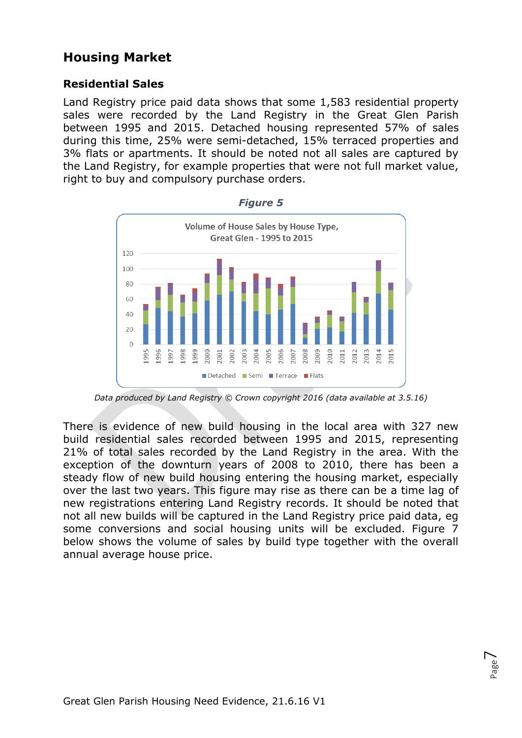## Housing Market

### Residential Sales

Land Registry price paid data shows that some 1,583 residential property sales were recorded by the Land Registry in the Great Glen Parish between 1995 and 2015. Detached housing represented 57% of sales during this time, 25% were semi-detached, 15% terraced properties and 3% flats or apartments. It should be noted not all sales are captured by the Land Registry, for example properties that were not full market value, right to buy and compulsory purchase orders.

***Figure 5***

*Data produced by Land Registry © Crown copyright 2016 (data available at 3.5.16)*

There is evidence of new build housing in the local area with 327 new build residential sales recorded between 1995 and 2015, representing 21% of total sales recorded by the Land Registry in the area. With the exception of the downturn years of 2008 to 2010, there has been a steady flow of new build housing entering the housing market, especially over the last two years. This figure may rise as there can be a time lag of new registrations entering Land Registry records. It should be noted that not all new builds will be captured in the Land Registry price paid data, eg some conversions and social housing units will be excluded. Figure 7 below shows the volume of sales by build type together with the overall annual average house price.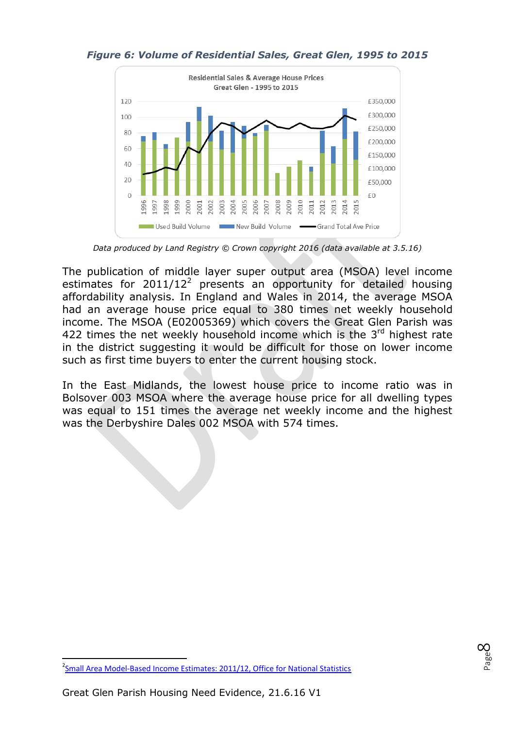***Figure 6: Volume of Residential Sales, Great Glen, 1995 to 2015***

*Data produced by Land Registry © Crown copyright 2016 (data available at 3.5.16)*

The publication of middle layer super output area (MSOA) level income estimates for 2011/12[2] presents an opportunity for detailed housing affordability analysis. In England and Wales in 2014, the average MSOA had an average house price equal to 380 times net weekly household income. The MSOA (E02005369) which covers the Great Glen Parish was 422 times the net weekly household income which is the 3rd highest rate in the district suggesting it would be difficult for those on lower income such as first time buyers to enter the current housing stock.

In the East Midlands, the lowest house price to income ratio was in Bolsover 003 MSOA where the average house price for all dwelling types was equal to 151 times the average net weekly income and the highest was the Derbyshire Dales 002 MSOA with 574 times.

---

[2] Small Area Model-Based Income Estimates: 2011/12, Office for National Statistics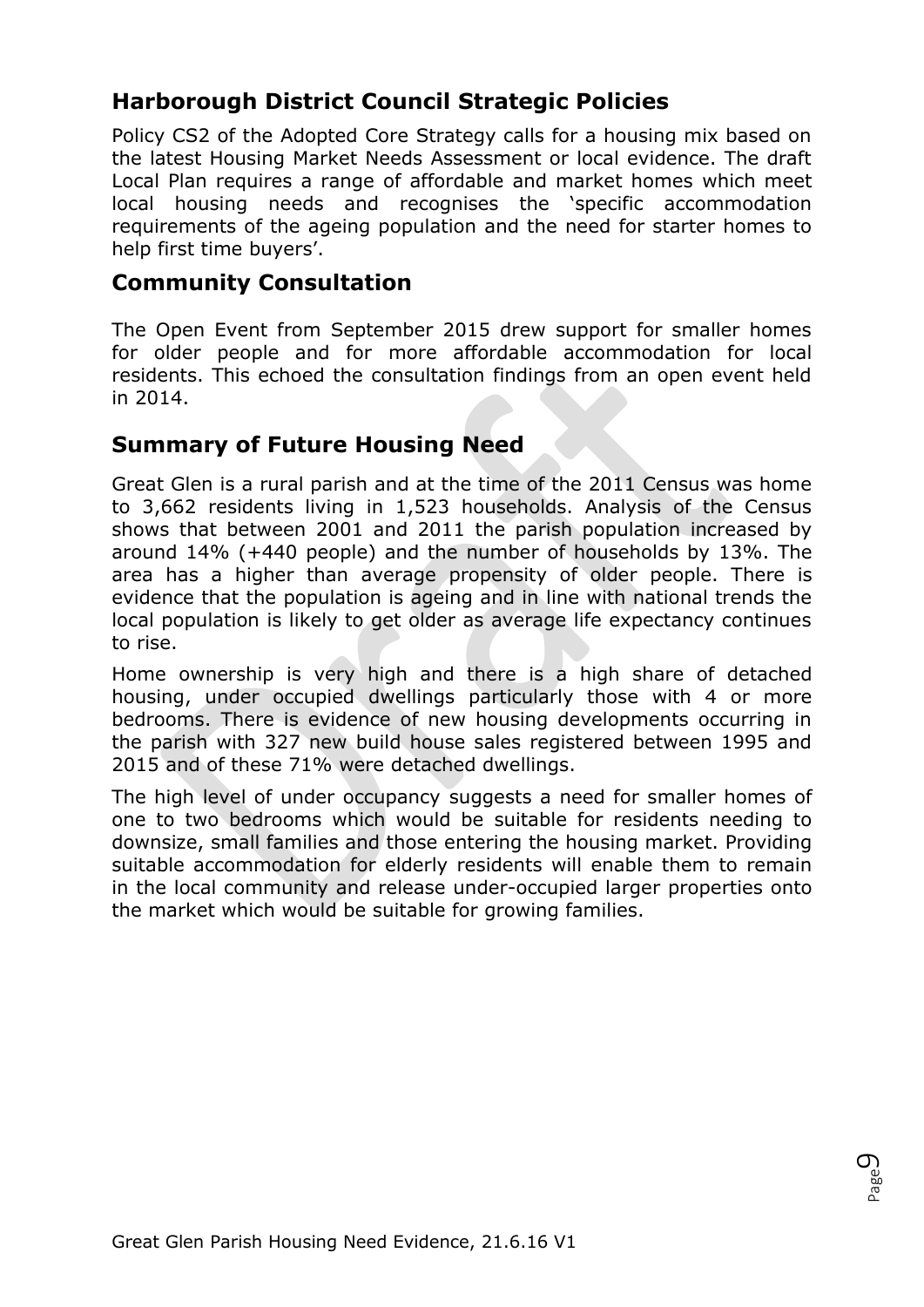## Harborough District Council Strategic Policies

Policy CS2 of the Adopted Core Strategy calls for a housing mix based on the latest Housing Market Needs Assessment or local evidence. The draft Local Plan requires a range of affordable and market homes which meet local housing needs and recognises the 'specific accommodation requirements of the ageing population and the need for starter homes to help first time buyers'.

## Community Consultation

The Open Event from September 2015 drew support for smaller homes for older people and for more affordable accommodation for local residents. This echoed the consultation findings from an open event held in 2014.

## Summary of Future Housing Need

Great Glen is a rural parish and at the time of the 2011 Census was home to 3,662 residents living in 1,523 households. Analysis of the Census shows that between 2001 and 2011 the parish population increased by around 14% (+440 people) and the number of households by 13%. The area has a higher than average propensity of older people. There is evidence that the population is ageing and in line with national trends the local population is likely to get older as average life expectancy continues to rise.

Home ownership is very high and there is a high share of detached housing, under occupied dwellings particularly those with 4 or more bedrooms. There is evidence of new housing developments occurring in the parish with 327 new build house sales registered between 1995 and 2015 and of these 71% were detached dwellings.

The high level of under occupancy suggests a need for smaller homes of one to two bedrooms which would be suitable for residents needing to downsize, small families and those entering the housing market. Providing suitable accommodation for elderly residents will enable them to remain in the local community and release under-occupied larger properties onto the market which would be suitable for growing families.